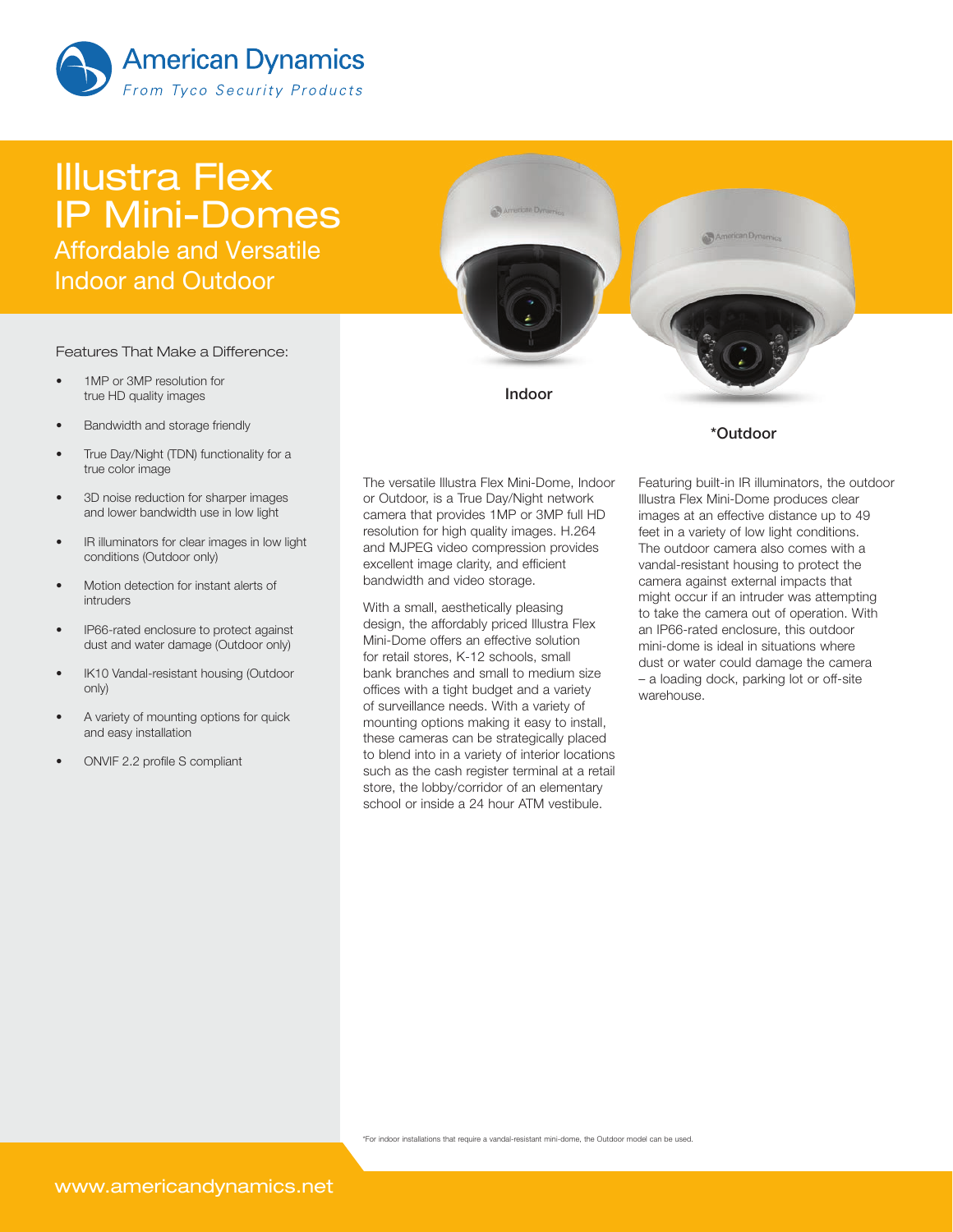American Dynamics

*From Tyco Security Products*

# Illustra Flex IP Mini-Domes

## Affordable and Versatile Indoor and Outdoor

Indoor

*Outdoor

### Features That Make a Difference:

- 1MP or 3MP resolution for true HD quality images
- Bandwidth and storage friendly
- True Day/Night (TDN) functionality for a true color image
- 3D noise reduction for sharper images and lower bandwidth use in low light
- IR illuminators for clear images in low light conditions (Outdoor only)
- Motion detection for instant alerts of intruders
- IP66-rated enclosure to protect against dust and water damage (Outdoor only)
- IK10 Vandal-resistant housing (Outdoor only)
- A variety of mounting options for quick and easy installation
- ONVIF 2.2 profile S compliant

The versatile Illustra Flex Mini-Dome, Indoor or Outdoor, is a True Day/Night network camera that provides 1MP or 3MP full HD resolution for high quality images. H.264 and MJPEG video compression provides excellent image clarity, and efficient bandwidth and video storage.

With a small, aesthetically pleasing design, the affordably priced Illustra Flex Mini-Dome offers an effective solution for retail stores, K-12 schools, small bank branches and small to medium size offices with a tight budget and a variety of surveillance needs. With a variety of mounting options making it easy to install, these cameras can be strategically placed to blend into in a variety of interior locations such as the cash register terminal at a retail store, the lobby/corridor of an elementary school or inside a 24 hour ATM vestibule.

Featuring built-in IR illuminators, the outdoor Illustra Flex Mini-Dome produces clear images at an effective distance up to 49 feet in a variety of low light conditions. The outdoor camera also comes with a vandal-resistant housing to protect the camera against external impacts that might occur if an intruder was attempting to take the camera out of operation. With an IP66-rated enclosure, this outdoor mini-dome is ideal in situations where dust or water could damage the camera – a loading dock, parking lot or off-site warehouse.

*For indoor installations that require a vandal-resistant mini-dome, the Outdoor model can be used.

www.americandynamics.net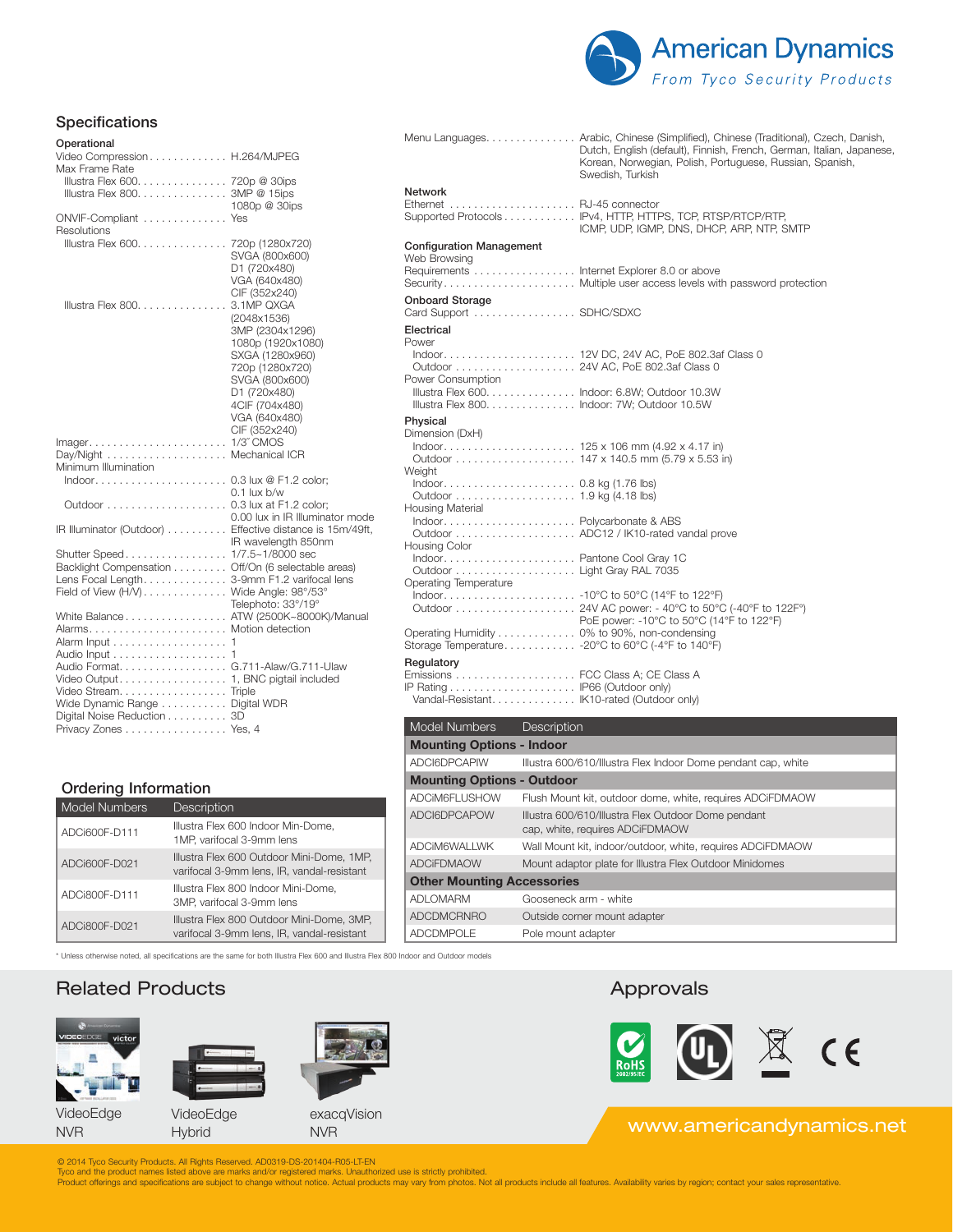American Dynamics
*From Tyco Security Products*

## Specifications

### Operational

| | |
|---|---|
| Video Compression | H.264/MJPEG |
| Max Frame Rate | |
| Illustra Flex 600 | 720p @ 30ips |
| Illustra Flex 800 | 3MP @ 15ips<br>1080p @ 30ips |
| ONVIF-Compliant | Yes |
| Resolutions | |
| Illustra Flex 600 | 720p (1280x720)<br>SVGA (800x600)<br>D1 (720x480)<br>VGA (640x480)<br>CIF (352x240) |
| Illustra Flex 800 | 3.1MP QXGA (2048x1536)<br>3MP (2304x1296)<br>1080p (1920x1080)<br>SXGA (1280x960)<br>720p (1280x720)<br>SVGA (800x600)<br>D1 (720x480)<br>4CIF (704x480)<br>VGA (640x480)<br>CIF (352x240) |
| Imager | 1/3″ CMOS |
| Day/Night | Mechanical ICR |
| Minimum Illumination | |
| Indoor | 0.3 lux @ F1.2 color;<br>0.1 lux b/w |
| Outdoor | 0.3 lux at F1.2 color;<br>0.00 lux in IR Illuminator mode |
| IR Illuminator (Outdoor) | Effective distance is 15m/49ft, IR wavelength 850nm |
| Shutter Speed | 1/7.5~1/8000 sec |
| Backlight Compensation | Off/On (6 selectable areas) |
| Lens Focal Length | 3-9mm F1.2 varifocal lens |
| Field of View (H/V) | Wide Angle: 98°/53°<br>Telephoto: 33°/19° |
| White Balance | ATW (2500K~8000K)/Manual |
| Alarms | Motion detection |
| Alarm Input | 1 |
| Audio Input | 1 |
| Audio Format | G.711-Alaw/G.711-Ulaw |
| Video Output | 1, BNC pigtail included |
| Video Stream | Triple |
| Wide Dynamic Range | Digital WDR |
| Digital Noise Reduction | 3D |
| Privacy Zones | Yes, 4 |
| Menu Languages | Arabic, Chinese (Simplified), Chinese (Traditional), Czech, Danish, Dutch, English (default), Finnish, French, German, Italian, Japanese, Korean, Norwegian, Polish, Portuguese, Russian, Spanish, Swedish, Turkish |

### Network

| | |
|---|---|
| Ethernet | RJ-45 connector |
| Supported Protocols | IPv4, HTTP, HTTPS, TCP, RTSP/RTCP/RTP, ICMP, UDP, IGMP, DNS, DHCP, ARP, NTP, SMTP |

### Configuration Management

| | |
|---|---|
| Web Browsing Requirements | Internet Explorer 8.0 or above |
| Security | Multiple user access levels with password protection |

### Onboard Storage

| | |
|---|---|
| Card Support | SDHC/SDXC |

### Electrical

| | |
|---|---|
| Power | |
| Indoor | 12V DC, 24V AC, PoE 802.3af Class 0 |
| Outdoor | 24V AC, PoE 802.3af Class 0 |
| Power Consumption | |
| Illustra Flex 600 | Indoor: 6.8W; Outdoor 10.3W |
| Illustra Flex 800 | Indoor: 7W; Outdoor 10.5W |

### Physical

| | |
|---|---|
| Dimension (DxH) | |
| Indoor | 125 x 106 mm (4.92 x 4.17 in) |
| Outdoor | 147 x 140.5 mm (5.79 x 5.53 in) |
| Weight | |
| Indoor | 0.8 kg (1.76 lbs) |
| Outdoor | 1.9 kg (4.18 lbs) |
| Housing Material | |
| Indoor | Polycarbonate & ABS |
| Outdoor | ADC12 / IK10-rated vandal prove |
| Housing Color | |
| Indoor | Pantone Cool Gray 1C |
| Outdoor | Light Gray RAL 7035 |
| Operating Temperature | |
| Indoor | -10°C to 50°C (14°F to 122°F) |
| Outdoor | 24V AC power: - 40°C to 50°C (-40°F to 122F°)<br>PoE power: -10°C to 50°C (14°F to 122°F) |
| Operating Humidity | 0% to 90%, non-condensing |
| Storage Temperature | -20°C to 60°C (-4°F to 140°F) |

### Regulatory

| | |
|---|---|
| Emissions | FCC Class A; CE Class A |
| IP Rating | IP66 (Outdoor only) |
| Vandal-Resistant | IK10-rated (Outdoor only) |

| Model Numbers | Description |
|---|---|
| **Mounting Options - Indoor** | |
| ADCI6DPCAPIW | Illustra 600/610/Illustra Flex Indoor Dome pendant cap, white |
| **Mounting Options - Outdoor** | |
| ADCiM6FLUSHOW | Flush Mount kit, outdoor dome, white, requires ADCiFDMAOW |
| ADCI6DPCAPOW | Illustra 600/610/Illustra Flex Outdoor Dome pendant cap, white, requires ADCiFDMAOW |
| ADCiM6WALLWK | Wall Mount kit, indoor/outdoor, white, requires ADCiFDMAOW |
| ADCiFDMAOW | Mount adaptor plate for Illustra Flex Outdoor Minidomes |
| **Other Mounting Accessories** | |
| ADLOMARM | Gooseneck arm - white |
| ADCDMCRNRO | Outside corner mount adapter |
| ADCDMPOLE | Pole mount adapter |

## Ordering Information

| Model Numbers | Description |
|---|---|
| ADCi600F-D111 | Illustra Flex 600 Indoor Min-Dome, 1MP, varifocal 3-9mm lens |
| ADCi600F-D021 | Illustra Flex 600 Outdoor Mini-Dome, 1MP, varifocal 3-9mm lens, IR, vandal-resistant |
| ADCi800F-D111 | Illustra Flex 800 Indoor Mini-Dome, 3MP, varifocal 3-9mm lens |
| ADCi800F-D021 | Illustra Flex 800 Outdoor Mini-Dome, 3MP, varifocal 3-9mm lens, IR, vandal-resistant |

* Unless otherwise noted, all specifications are the same for both Illustra Flex 600 and Illustra Flex 800 Indoor and Outdoor models

## Related Products

VideoEdge NVR

VideoEdge Hybrid

exacqVision NVR

## Approvals

www.americandynamics.net

© 2014 Tyco Security Products. All Rights Reserved. AD0319-DS-201404-R05-LT-EN
Tyco and the product names listed above are marks and/or registered marks. Unauthorized use is strictly prohibited.
Product offerings and specifications are subject to change without notice. Actual products may vary from photos. Not all products include all features. Availability varies by region; contact your sales representative.